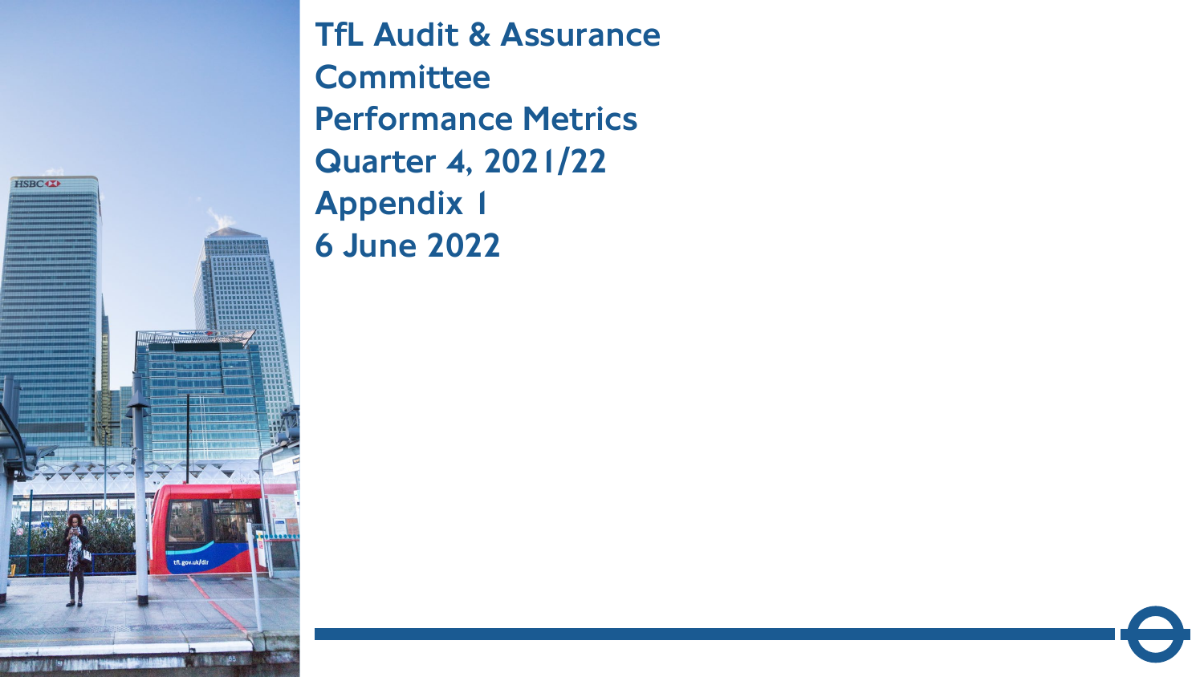# TfL Audit & Assurance Committee Performance Metrics Quarter 4, 2021/22 Appendix 1

6 June 2022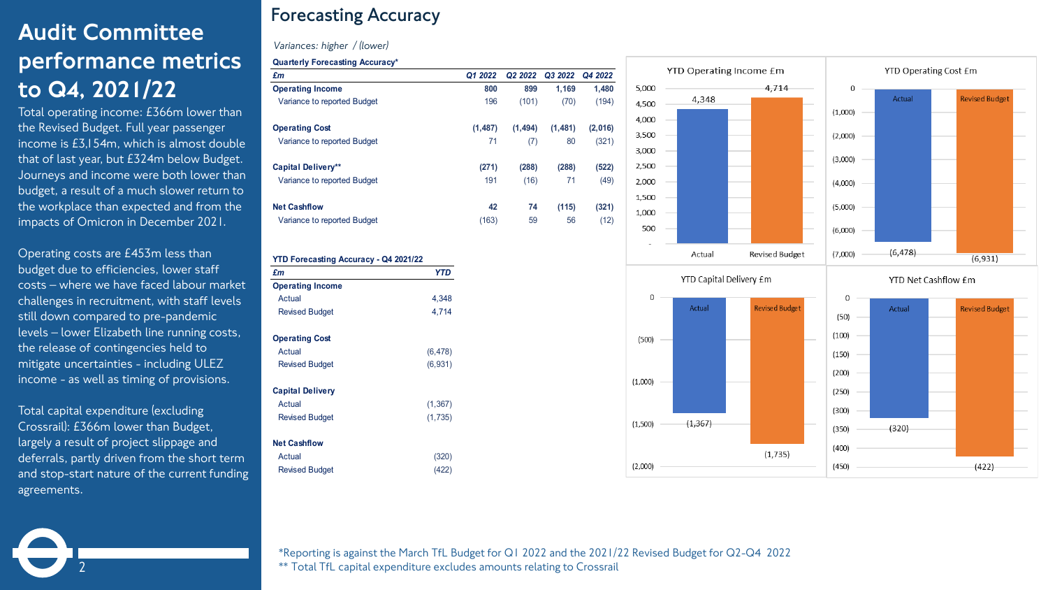# Audit Committee performance metrics to Q4, 2021/22

Total operating income: £366m lower than the Revised Budget. Full year passenger income is £3,154m, which is almost double that of last year, but £324m below Budget. Journeys and income were both lower than budget, a result of a much slower return to the workplace than expected and from the impacts of Omicron in December 2021.

Operating costs are £453m less than budget due to efficiencies, lower staff costs – where we have faced labour market challenges in recruitment, with staff levels still down compared to pre-pandemic levels – lower Elizabeth line running costs, the release of contingencies held to mitigate uncertainties - including ULEZ income - as well as timing of provisions.

Total capital expenditure (excluding Crossrail): £366m lower than Budget, largely a result of project slippage and deferrals, partly driven from the short term and stop-start nature of the current funding agreements.

## Forecasting Accuracy

*Variances: higher / (lower)*

**Quarterly Forecasting Accuracy***

| £m | Q1 2022 | Q2 2022 | Q3 2022 | Q4 2022 |
|---|---|---|---|---|
| **Operating Income** | 800 | 899 | 1,169 | 1,480 |
| Variance to reported Budget | 196 | (101) | (70) | (194) |
| **Operating Cost** | (1,487) | (1,494) | (1,481) | (2,016) |
| Variance to reported Budget | 71 | (7) | 80 | (321) |
| **Capital Delivery**** | (271) | (288) | (288) | (522) |
| Variance to reported Budget | 191 | (16) | 71 | (49) |
| **Net Cashflow** | 42 | 74 | (115) | (321) |
| Variance to reported Budget | (163) | 59 | 56 | (12) |

**YTD Forecasting Accuracy - Q4 2021/22**

| £m | YTD |
|---|---|
| **Operating Income** | |
| Actual | 4,348 |
| Revised Budget | 4,714 |
| **Operating Cost** | |
| Actual | (6,478) |
| Revised Budget | (6,931) |
| **Capital Delivery** | |
| Actual | (1,367) |
| Revised Budget | (1,735) |
| **Net Cashflow** | |
| Actual | (320) |
| Revised Budget | (422) |

**YTD Operating Income £m**

| | Actual | Revised Budget |
|---|---|---|
| YTD Operating Income £m | 4,348 | 4,714 |

**YTD Operating Cost £m**

| | Actual | Revised Budget |
|---|---|---|
| YTD Operating Cost £m | (6,478) | (6,931) |

**YTD Capital Delivery £m**

| | Actual | Revised Budget |
|---|---|---|
| YTD Capital Delivery £m | (1,367) | (1,735) |

**YTD Net Cashflow £m**

| | Actual | Revised Budget |
|---|---|---|
| YTD Net Cashflow £m | (320) | (422) |

*Reporting is against the March TfL Budget for Q1 2022 and the 2021/22 Revised Budget for Q2-Q4 2022

** Total TfL capital expenditure excludes amounts relating to Crossrail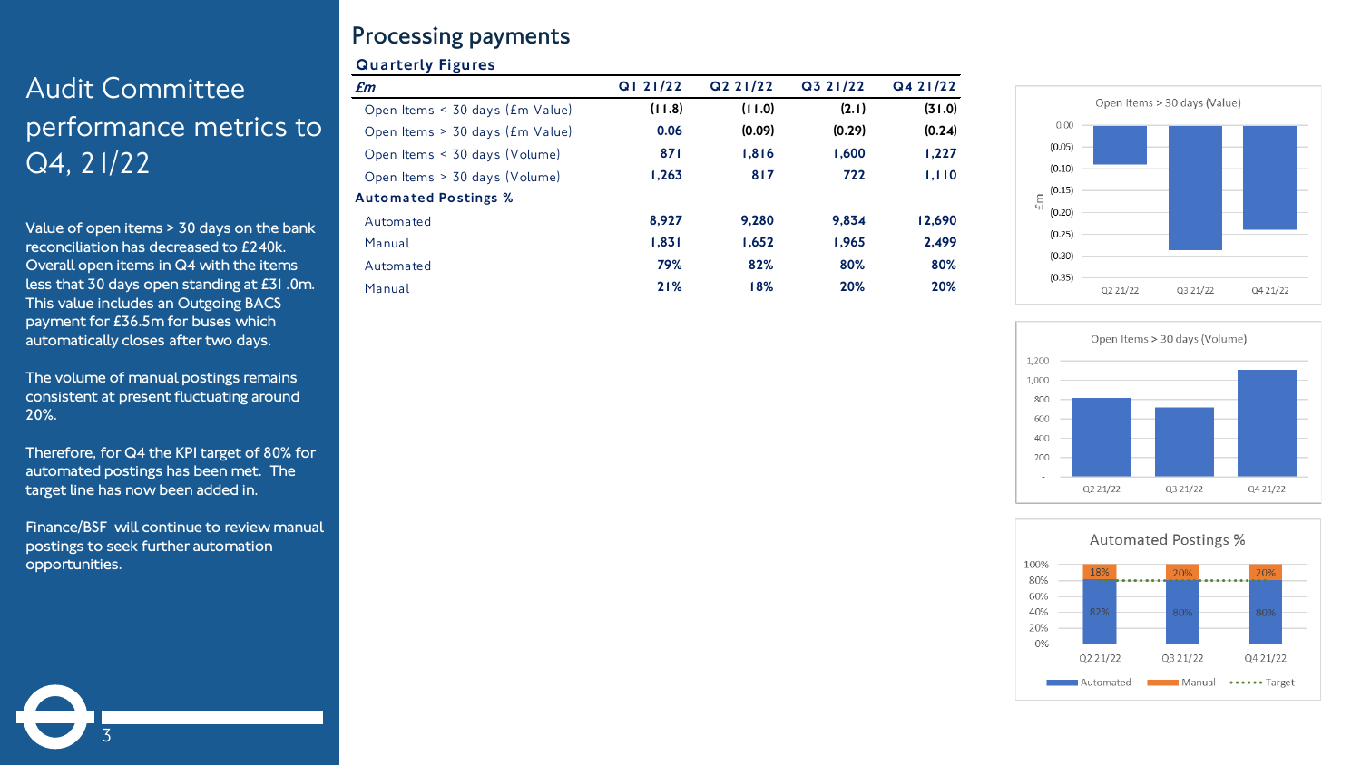# Audit Committee performance metrics to Q4, 21/22

Value of open items > 30 days on the bank reconciliation has decreased to £240k. Overall open items in Q4 with the items less that 30 days open standing at £31.0m. This value includes an Outgoing BACS payment for £36.5m for buses which automatically closes after two days.

The volume of manual postings remains consistent at present fluctuating around 20%.

Therefore, for Q4 the KPI target of 80% for automated postings has been met. The target line has now been added in.

Finance/BSF will continue to review manual postings to seek further automation opportunities.

## Processing payments

### Quarterly Figures

| *£m* | Q1 21/22 | Q2 21/22 | Q3 21/22 | Q4 21/22 |
|---|---|---|---|---|
| Open Items < 30 days (£m Value) | (11.8) | (11.0) | (2.1) | (31.0) |
| Open Items > 30 days (£m Value) | 0.06 | (0.09) | (0.29) | (0.24) |
| Open Items < 30 days (Volume) | 871 | 1,816 | 1,600 | 1,227 |
| Open Items > 30 days (Volume) | 1,263 | 817 | 722 | 1,110 |
| **Automated Postings %** | | | | |
| Automated | 8,927 | 9,280 | 9,834 | 12,690 |
| Manual | 1,831 | 1,652 | 1,965 | 2,499 |
| Automated | 79% | 82% | 80% | 80% |
| Manual | 21% | 18% | 20% | 20% |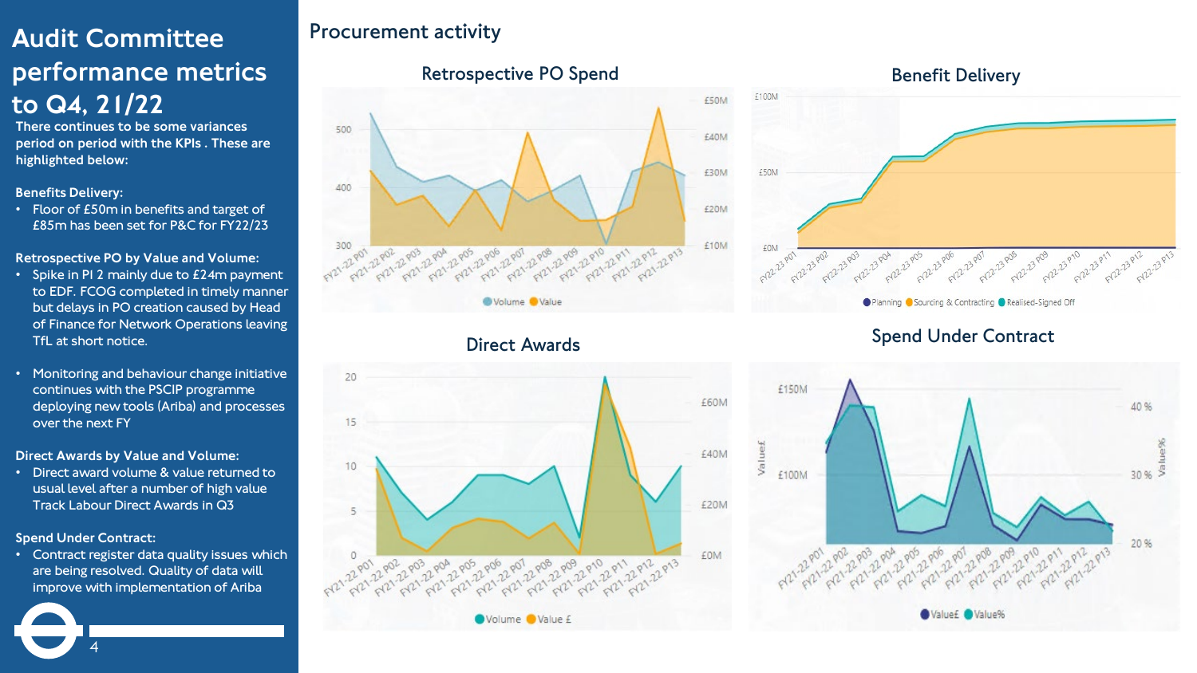# Audit Committee performance metrics to Q4, 21/22

There continues to be some variances period on period with the KPIs . These are highlighted below:

**Benefits Delivery:**

- Floor of £50m in benefits and target of £85m has been set for P&C for FY22/23

**Retrospective PO by Value and Volume:**

- Spike in PI 2 mainly due to £24m payment to EDF. FCOG completed in timely manner but delays in PO creation caused by Head of Finance for Network Operations leaving TfL at short notice.
- Monitoring and behaviour change initiative continues with the PSCIP programme deploying new tools (Ariba) and processes over the next FY

**Direct Awards by Value and Volume:**

- Direct award volume & value returned to usual level after a number of high value Track Labour Direct Awards in Q3

**Spend Under Contract:**

- Contract register data quality issues which are being resolved. Quality of data will improve with implementation of Ariba

## Procurement activity

### Retrospective PO Spend

500
400
300
£50M
£40M
£30M
£20M
£10M
FY21-22 P01, FY21-22 P02, FY21-22 P03, FY21-22 P04, FY21-22 P05, FY21-22 P06, FY21-22 P07, FY21-22 P08, FY21-22 P09, FY21-22 P10, FY21-22 P11, FY21-22 P12, FY21-22 P13
Volume, Value

### Benefit Delivery

£100M
£50M
£0M
FY22-23 P01, FY22-23 P02, FY22-23 P03, FY22-23 P04, FY22-23 P05, FY22-23 P06, FY22-23 P07, FY22-23 P08, FY22-23 P09, FY22-23 P10, FY22-23 P11, FY22-23 P12, FY22-23 P13
Planning, Sourcing & Contracting, Realised-Signed Off

### Direct Awards

20
15
10
5
0
£60M
£40M
£20M
£0M
FY21-22 P01, FY21-22 P02, FY21-22 P03, FY21-22 P04, FY21-22 P05, FY21-22 P06, FY21-22 P07, FY21-22 P08, FY21-22 P09, FY21-22 P10, FY21-22 P11, FY21-22 P12, FY21-22 P13
Volume, Value £

### Spend Under Contract

Value£
£150M
£100M
Value%
40 %
30 %
20 %
FY21-22 P01, FY21-22 P02, FY21-22 P03, FY21-22 P04, FY21-22 P05, FY21-22 P06, FY21-22 P07, FY21-22 P08, FY21-22 P09, FY21-22 P10, FY21-22 P11, FY21-22 P12, FY21-22 P13
Value£, Value%